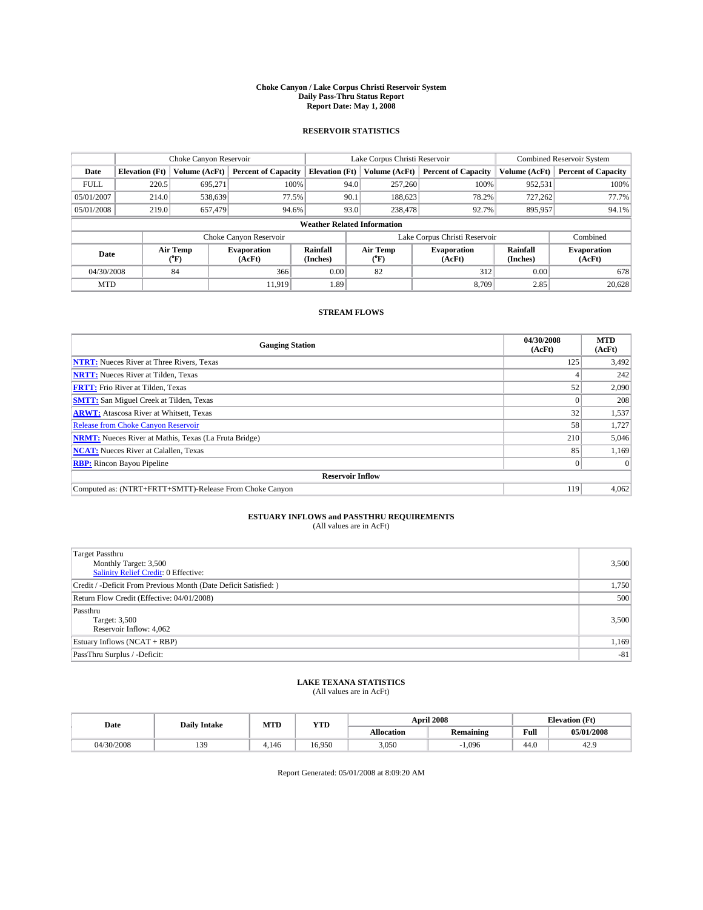# Choke Canyon / Lake Corpus Christi Reservoir System
## Daily Pass-Thru Status Report
## Report Date: May 1, 2008

### RESERVOIR STATISTICS

| | Choke Canyon Reservoir | | | Lake Corpus Christi Reservoir | | | Combined Reservoir System | |
|---|---|---|---|---|---|---|---|---|
| Date | Elevation (Ft) | Volume (AcFt) | Percent of Capacity | Elevation (Ft) | Volume (AcFt) | Percent of Capacity | Volume (AcFt) | Percent of Capacity |
| FULL | 220.5 | 695,271 | 100% | 94.0 | 257,260 | 100% | 952,531 | 100% |
| 05/01/2007 | 214.0 | 538,639 | 77.5% | 90.1 | 188,623 | 78.2% | 727,262 | 77.7% |
| 05/01/2008 | 219.0 | 657,479 | 94.6% | 93.0 | 238,478 | 92.7% | 895,957 | 94.1% |

**Weather Related Information**

| | Choke Canyon Reservoir | | | Lake Corpus Christi Reservoir | | | Combined |
|---|---|---|---|---|---|---|---|
| Date | Air Temp (°F) | Evaporation (AcFt) | Rainfall (Inches) | Air Temp (°F) | Evaporation (AcFt) | Rainfall (Inches) | Evaporation (AcFt) |
| 04/30/2008 | 84 | 366 | 0.00 | 82 | 312 | 0.00 | 678 |
| MTD | | 11,919 | 1.89 | | 8,709 | 2.85 | 20,628 |

### STREAM FLOWS

| Gauging Station | 04/30/2008 (AcFt) | MTD (AcFt) |
|---|---|---|
| NTRT: Nueces River at Three Rivers, Texas | 125 | 3,492 |
| NRTT: Nueces River at Tilden, Texas | 4 | 242 |
| FRTT: Frio River at Tilden, Texas | 52 | 2,090 |
| SMTT: San Miguel Creek at Tilden, Texas | 0 | 208 |
| ARWT: Atascosa River at Whitsett, Texas | 32 | 1,537 |
| Release from Choke Canyon Reservoir | 58 | 1,727 |
| NRMT: Nueces River at Mathis, Texas (La Fruta Bridge) | 210 | 5,046 |
| NCAT: Nueces River at Calallen, Texas | 85 | 1,169 |
| RBP: Rincon Bayou Pipeline | 0 | 0 |
| **Reservoir Inflow** | | |
| Computed as: (NTRT+FRTT+SMTT)-Release From Choke Canyon | 119 | 4,062 |

### ESTUARY INFLOWS and PASSTHRU REQUIREMENTS
(All values are in AcFt)

| | |
|---|---|
| Target Passthru<br>Monthly Target: 3,500<br>Salinity Relief Credit: 0 Effective: | 3,500 |
| Credit / -Deficit From Previous Month (Date Deficit Satisfied: ) | 1,750 |
| Return Flow Credit (Effective: 04/01/2008) | 500 |
| Passthru<br>Target: 3,500<br>Reservoir Inflow: 4,062 | 3,500 |
| Estuary Inflows (NCAT + RBP) | 1,169 |
| PassThru Surplus / -Deficit: | -81 |

### LAKE TEXANA STATISTICS
(All values are in AcFt)

| Date | Daily Intake | MTD | YTD | April 2008 | | Elevation (Ft) | |
|---|---|---|---|---|---|---|---|
| | | | | Allocation | Remaining | Full | 05/01/2008 |
| 04/30/2008 | 139 | 4,146 | 16,950 | 3,050 | -1,096 | 44.0 | 42.9 |

Report Generated: 05/01/2008 at 8:09:20 AM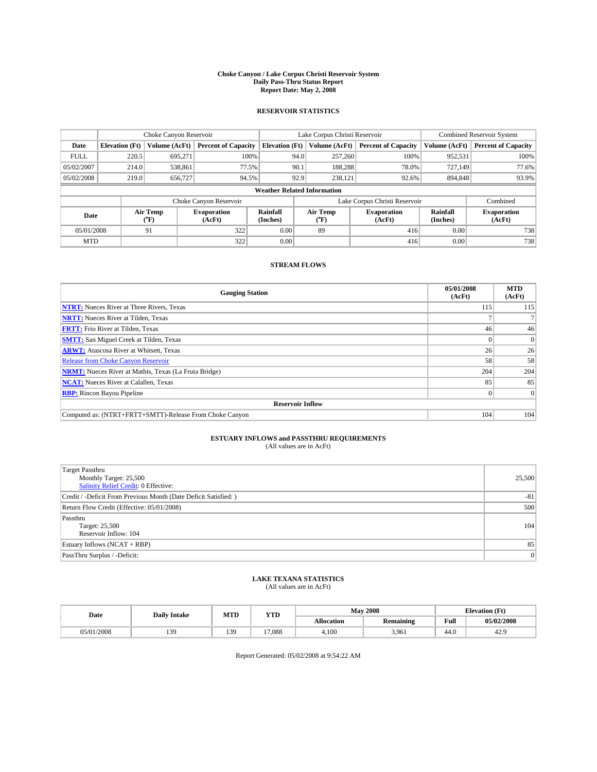# Choke Canyon / Lake Corpus Christi Reservoir System
## Daily Pass-Thru Status Report
## Report Date: May 2, 2008

### RESERVOIR STATISTICS

| | Choke Canyon Reservoir | | | Lake Corpus Christi Reservoir | | | Combined Reservoir System | |
|---|---|---|---|---|---|---|---|---|
| Date | Elevation (Ft) | Volume (AcFt) | Percent of Capacity | Elevation (Ft) | Volume (AcFt) | Percent of Capacity | Volume (AcFt) | Percent of Capacity |
| FULL | 220.5 | 695,271 | 100% | 94.0 | 257,260 | 100% | 952,531 | 100% |
| 05/02/2007 | 214.0 | 538,861 | 77.5% | 90.1 | 188,288 | 78.0% | 727,149 | 77.6% |
| 05/02/2008 | 219.0 | 656,727 | 94.5% | 92.9 | 238,121 | 92.6% | 894,848 | 93.9% |

**Weather Related Information**

| | Choke Canyon Reservoir | | | Lake Corpus Christi Reservoir | | | Combined |
|---|---|---|---|---|---|---|---|
| Date | Air Temp (°F) | Evaporation (AcFt) | Rainfall (Inches) | Air Temp (°F) | Evaporation (AcFt) | Rainfall (Inches) | Evaporation (AcFt) |
| 05/01/2008 | 91 | 322 | 0.00 | 89 | 416 | 0.00 | 738 |
| MTD | | 322 | 0.00 | | 416 | 0.00 | 738 |

### STREAM FLOWS

| Gauging Station | 05/01/2008 (AcFt) | MTD (AcFt) |
|---|---|---|
| NTRT: Nueces River at Three Rivers, Texas | 115 | 115 |
| NRTT: Nueces River at Tilden, Texas | 7 | 7 |
| FRTT: Frio River at Tilden, Texas | 46 | 46 |
| SMTT: San Miguel Creek at Tilden, Texas | 0 | 0 |
| ARWT: Atascosa River at Whitsett, Texas | 26 | 26 |
| Release from Choke Canyon Reservoir | 58 | 58 |
| NRMT: Nueces River at Mathis, Texas (La Fruta Bridge) | 204 | 204 |
| NCAT: Nueces River at Calallen, Texas | 85 | 85 |
| RBP: Rincon Bayou Pipeline | 0 | 0 |
| **Reservoir Inflow** | | |
| Computed as: (NTRT+FRTT+SMTT)-Release From Choke Canyon | 104 | 104 |

### ESTUARY INFLOWS and PASSTHRU REQUIREMENTS
(All values are in AcFt)

| | |
|---|---|
| Target Passthru<br>Monthly Target: 25,500<br>Salinity Relief Credit: 0 Effective: | 25,500 |
| Credit / -Deficit From Previous Month (Date Deficit Satisfied: ) | -81 |
| Return Flow Credit (Effective: 05/01/2008) | 500 |
| Passthru<br>Target: 25,500<br>Reservoir Inflow: 104 | 104 |
| Estuary Inflows (NCAT + RBP) | 85 |
| PassThru Surplus / -Deficit: | 0 |

### LAKE TEXANA STATISTICS
(All values are in AcFt)

| Date | Daily Intake | MTD | YTD | May 2008 | | Elevation (Ft) | |
|---|---|---|---|---|---|---|---|
| | | | | Allocation | Remaining | Full | 05/02/2008 |
| 05/01/2008 | 139 | 139 | 17,088 | 4,100 | 3,961 | 44.0 | 42.9 |

Report Generated: 05/02/2008 at 9:54:22 AM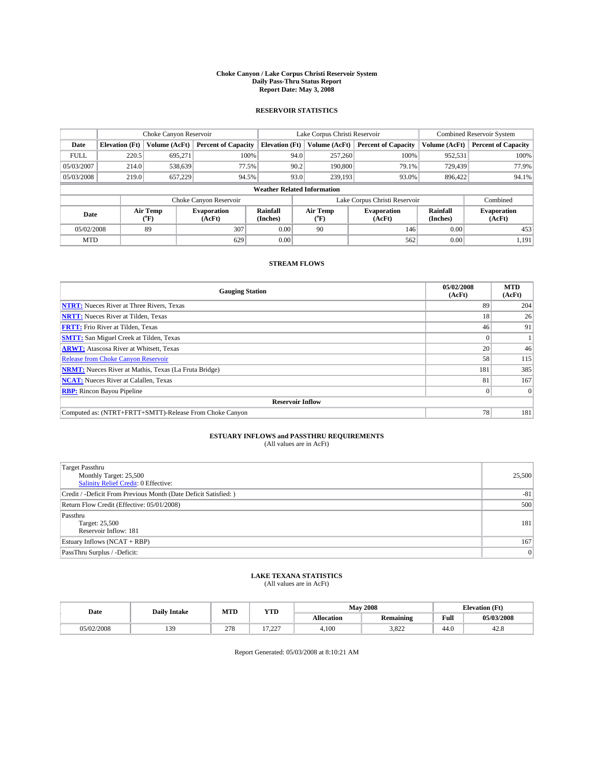# Choke Canyon / Lake Corpus Christi Reservoir System
## Daily Pass-Thru Status Report
### Report Date: May 3, 2008

## RESERVOIR STATISTICS

| | Choke Canyon Reservoir | | | Lake Corpus Christi Reservoir | | | Combined Reservoir System | |
|---|---|---|---|---|---|---|---|---|
| Date | Elevation (Ft) | Volume (AcFt) | Percent of Capacity | Elevation (Ft) | Volume (AcFt) | Percent of Capacity | Volume (AcFt) | Percent of Capacity |
| FULL | 220.5 | 695,271 | 100% | 94.0 | 257,260 | 100% | 952,531 | 100% |
| 05/03/2007 | 214.0 | 538,639 | 77.5% | 90.2 | 190,800 | 79.1% | 729,439 | 77.9% |
| 05/03/2008 | 219.0 | 657,229 | 94.5% | 93.0 | 239,193 | 93.0% | 896,422 | 94.1% |

**Weather Related Information**

| | Choke Canyon Reservoir | | | Lake Corpus Christi Reservoir | | | Combined |
|---|---|---|---|---|---|---|---|
| Date | Air Temp (°F) | Evaporation (AcFt) | Rainfall (Inches) | Air Temp (°F) | Evaporation (AcFt) | Rainfall (Inches) | Evaporation (AcFt) |
| 05/02/2008 | 89 | 307 | 0.00 | 90 | 146 | 0.00 | 453 |
| MTD | | 629 | 0.00 | | 562 | 0.00 | 1,191 |

## STREAM FLOWS

| Gauging Station | 05/02/2008 (AcFt) | MTD (AcFt) |
|---|---|---|
| NTRT: Nueces River at Three Rivers, Texas | 89 | 204 |
| NRTT: Nueces River at Tilden, Texas | 18 | 26 |
| FRTT: Frio River at Tilden, Texas | 46 | 91 |
| SMTT: San Miguel Creek at Tilden, Texas | 0 | 1 |
| ARWT: Atascosa River at Whitsett, Texas | 20 | 46 |
| Release from Choke Canyon Reservoir | 58 | 115 |
| NRMT: Nueces River at Mathis, Texas (La Fruta Bridge) | 181 | 385 |
| NCAT: Nueces River at Calallen, Texas | 81 | 167 |
| RBP: Rincon Bayou Pipeline | 0 | 0 |
| **Reservoir Inflow** | | |
| Computed as: (NTRT+FRTT+SMTT)-Release From Choke Canyon | 78 | 181 |

## ESTUARY INFLOWS and PASSTHRU REQUIREMENTS
(All values are in AcFt)

| | |
|---|---|
| Target Passthru<br>Monthly Target: 25,500<br>Salinity Relief Credit: 0 Effective: | 25,500 |
| Credit / -Deficit From Previous Month (Date Deficit Satisfied: ) | -81 |
| Return Flow Credit (Effective: 05/01/2008) | 500 |
| Passthru<br>Target: 25,500<br>Reservoir Inflow: 181 | 181 |
| Estuary Inflows (NCAT + RBP) | 167 |
| PassThru Surplus / -Deficit: | 0 |

## LAKE TEXANA STATISTICS
(All values are in AcFt)

| Date | Daily Intake | MTD | YTD | May 2008 | | Elevation (Ft) | |
|---|---|---|---|---|---|---|---|
| | | | | Allocation | Remaining | Full | 05/03/2008 |
| 05/02/2008 | 139 | 278 | 17,227 | 4,100 | 3,822 | 44.0 | 42.8 |

Report Generated: 05/03/2008 at 8:10:21 AM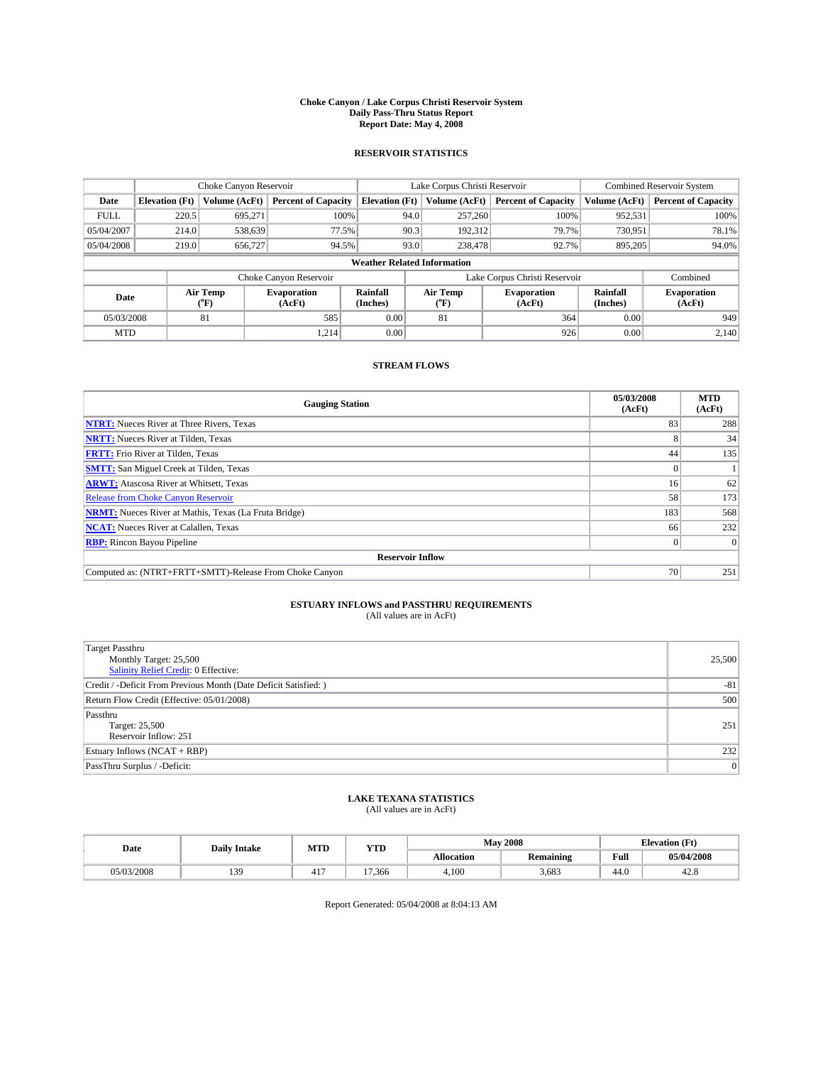# Choke Canyon / Lake Corpus Christi Reservoir System
## Daily Pass-Thru Status Report
### Report Date: May 4, 2008

## RESERVOIR STATISTICS

| | Choke Canyon Reservoir | | | Lake Corpus Christi Reservoir | | | Combined Reservoir System | |
|---|---|---|---|---|---|---|---|---|
| Date | Elevation (Ft) | Volume (AcFt) | Percent of Capacity | Elevation (Ft) | Volume (AcFt) | Percent of Capacity | Volume (AcFt) | Percent of Capacity |
| FULL | 220.5 | 695,271 | 100% | 94.0 | 257,260 | 100% | 952,531 | 100% |
| 05/04/2007 | 214.0 | 538,639 | 77.5% | 90.3 | 192,312 | 79.7% | 730,951 | 78.1% |
| 05/04/2008 | 219.0 | 656,727 | 94.5% | 93.0 | 238,478 | 92.7% | 895,205 | 94.0% |

**Weather Related Information**

| | Choke Canyon Reservoir | | | Lake Corpus Christi Reservoir | | | Combined |
|---|---|---|---|---|---|---|---|
| Date | Air Temp (°F) | Evaporation (AcFt) | Rainfall (Inches) | Air Temp (°F) | Evaporation (AcFt) | Rainfall (Inches) | Evaporation (AcFt) |
| 05/03/2008 | 81 | 585 | 0.00 | 81 | 364 | 0.00 | 949 |
| MTD | | 1,214 | 0.00 | | 926 | 0.00 | 2,140 |

## STREAM FLOWS

| Gauging Station | 05/03/2008 (AcFt) | MTD (AcFt) |
|---|---|---|
| **NTRT:** Nueces River at Three Rivers, Texas | 83 | 288 |
| **NRTT:** Nueces River at Tilden, Texas | 8 | 34 |
| **FRTT:** Frio River at Tilden, Texas | 44 | 135 |
| **SMTT:** San Miguel Creek at Tilden, Texas | 0 | 1 |
| **ARWT:** Atascosa River at Whitsett, Texas | 16 | 62 |
| Release from Choke Canyon Reservoir | 58 | 173 |
| **NRMT:** Nueces River at Mathis, Texas (La Fruta Bridge) | 183 | 568 |
| **NCAT:** Nueces River at Calallen, Texas | 66 | 232 |
| **RBP:** Rincon Bayou Pipeline | 0 | 0 |
| **Reservoir Inflow** | | |
| Computed as: (NTRT+FRTT+SMTT)-Release From Choke Canyon | 70 | 251 |

## ESTUARY INFLOWS and PASSTHRU REQUIREMENTS
(All values are in AcFt)

| | |
|---|---|
| Target Passthru<br>Monthly Target: 25,500<br>Salinity Relief Credit: 0 Effective: | 25,500 |
| Credit / -Deficit From Previous Month (Date Deficit Satisfied: ) | -81 |
| Return Flow Credit (Effective: 05/01/2008) | 500 |
| Passthru<br>Target: 25,500<br>Reservoir Inflow: 251 | 251 |
| Estuary Inflows (NCAT + RBP) | 232 |
| PassThru Surplus / -Deficit: | 0 |

## LAKE TEXANA STATISTICS
(All values are in AcFt)

| Date | Daily Intake | MTD | YTD | May 2008 | | Elevation (Ft) | |
|---|---|---|---|---|---|---|---|
| | | | | Allocation | Remaining | Full | 05/04/2008 |
| 05/03/2008 | 139 | 417 | 17,366 | 4,100 | 3,683 | 44.0 | 42.8 |

Report Generated: 05/04/2008 at 8:04:13 AM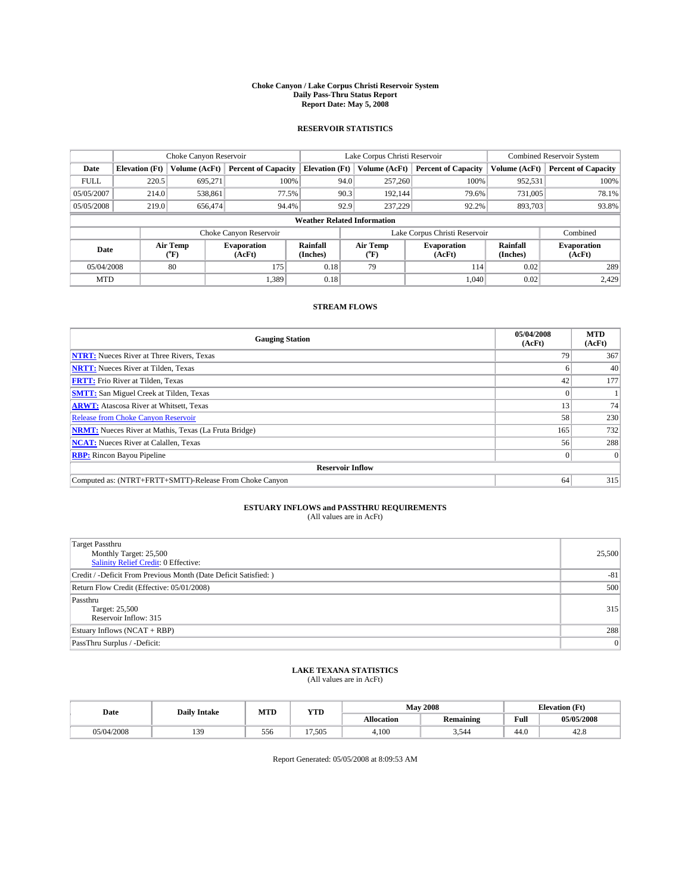# Choke Canyon / Lake Corpus Christi Reservoir System
## Daily Pass-Thru Status Report
## Report Date: May 5, 2008

### RESERVOIR STATISTICS

| | Choke Canyon Reservoir | | | Lake Corpus Christi Reservoir | | | Combined Reservoir System | |
|---|---|---|---|---|---|---|---|---|
| Date | Elevation (Ft) | Volume (AcFt) | Percent of Capacity | Elevation (Ft) | Volume (AcFt) | Percent of Capacity | Volume (AcFt) | Percent of Capacity |
| FULL | 220.5 | 695,271 | 100% | 94.0 | 257,260 | 100% | 952,531 | 100% |
| 05/05/2007 | 214.0 | 538,861 | 77.5% | 90.3 | 192,144 | 79.6% | 731,005 | 78.1% |
| 05/05/2008 | 219.0 | 656,474 | 94.4% | 92.9 | 237,229 | 92.2% | 893,703 | 93.8% |

**Weather Related Information**

| | Choke Canyon Reservoir | | | Lake Corpus Christi Reservoir | | | Combined |
|---|---|---|---|---|---|---|---|
| Date | Air Temp (°F) | Evaporation (AcFt) | Rainfall (Inches) | Air Temp (°F) | Evaporation (AcFt) | Rainfall (Inches) | Evaporation (AcFt) |
| 05/04/2008 | 80 | 175 | 0.18 | 79 | 114 | 0.02 | 289 |
| MTD | | 1,389 | 0.18 | | 1,040 | 0.02 | 2,429 |

### STREAM FLOWS

| Gauging Station | 05/04/2008 (AcFt) | MTD (AcFt) |
|---|---|---|
| NTRT: Nueces River at Three Rivers, Texas | 79 | 367 |
| NRTT: Nueces River at Tilden, Texas | 6 | 40 |
| FRTT: Frio River at Tilden, Texas | 42 | 177 |
| SMTT: San Miguel Creek at Tilden, Texas | 0 | 1 |
| ARWT: Atascosa River at Whitsett, Texas | 13 | 74 |
| Release from Choke Canyon Reservoir | 58 | 230 |
| NRMT: Nueces River at Mathis, Texas (La Fruta Bridge) | 165 | 732 |
| NCAT: Nueces River at Calallen, Texas | 56 | 288 |
| RBP: Rincon Bayou Pipeline | 0 | 0 |
| **Reservoir Inflow** | | |
| Computed as: (NTRT+FRTT+SMTT)-Release From Choke Canyon | 64 | 315 |

### ESTUARY INFLOWS and PASSTHRU REQUIREMENTS
(All values are in AcFt)

| | |
|---|---|
| Target Passthru<br>Monthly Target: 25,500<br>Salinity Relief Credit: 0 Effective: | 25,500 |
| Credit / -Deficit From Previous Month (Date Deficit Satisfied: ) | -81 |
| Return Flow Credit (Effective: 05/01/2008) | 500 |
| Passthru<br>Target: 25,500<br>Reservoir Inflow: 315 | 315 |
| Estuary Inflows (NCAT + RBP) | 288 |
| PassThru Surplus / -Deficit: | 0 |

### LAKE TEXANA STATISTICS
(All values are in AcFt)

| Date | Daily Intake | MTD | YTD | May 2008 | | Elevation (Ft) | |
|---|---|---|---|---|---|---|---|
| | | | | Allocation | Remaining | Full | 05/05/2008 |
| 05/04/2008 | 139 | 556 | 17,505 | 4,100 | 3,544 | 44.0 | 42.8 |

Report Generated: 05/05/2008 at 8:09:53 AM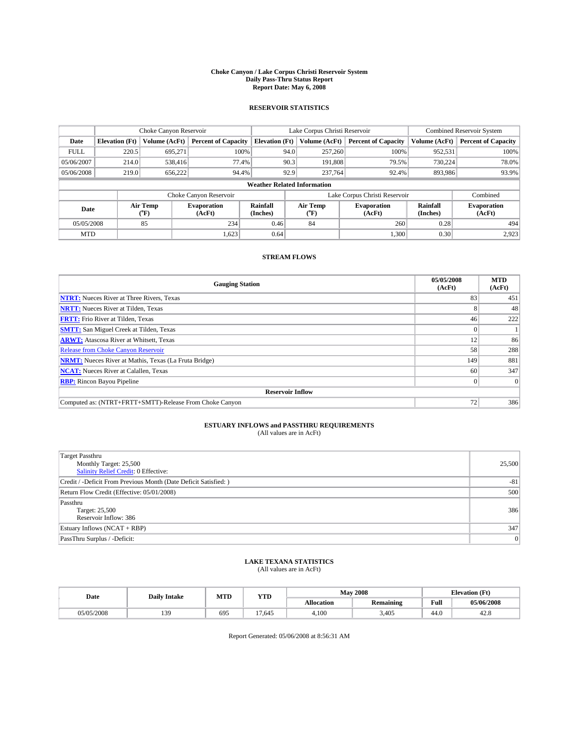# Choke Canyon / Lake Corpus Christi Reservoir System
## Daily Pass-Thru Status Report
### Report Date: May 6, 2008

## RESERVOIR STATISTICS

| | Choke Canyon Reservoir | | | Lake Corpus Christi Reservoir | | | Combined Reservoir System | |
|---|---|---|---|---|---|---|---|---|
| Date | Elevation (Ft) | Volume (AcFt) | Percent of Capacity | Elevation (Ft) | Volume (AcFt) | Percent of Capacity | Volume (AcFt) | Percent of Capacity |
| FULL | 220.5 | 695,271 | 100% | 94.0 | 257,260 | 100% | 952,531 | 100% |
| 05/06/2007 | 214.0 | 538,416 | 77.4% | 90.3 | 191,808 | 79.5% | 730,224 | 78.0% |
| 05/06/2008 | 219.0 | 656,222 | 94.4% | 92.9 | 237,764 | 92.4% | 893,986 | 93.9% |

**Weather Related Information**

| | Choke Canyon Reservoir | | | Lake Corpus Christi Reservoir | | | Combined |
|---|---|---|---|---|---|---|---|
| Date | Air Temp (°F) | Evaporation (AcFt) | Rainfall (Inches) | Air Temp (°F) | Evaporation (AcFt) | Rainfall (Inches) | Evaporation (AcFt) |
| 05/05/2008 | 85 | 234 | 0.46 | 84 | 260 | 0.28 | 494 |
| MTD | | 1,623 | 0.64 | | 1,300 | 0.30 | 2,923 |

## STREAM FLOWS

| Gauging Station | 05/05/2008 (AcFt) | MTD (AcFt) |
|---|---|---|
| NTRT: Nueces River at Three Rivers, Texas | 83 | 451 |
| NRTT: Nueces River at Tilden, Texas | 8 | 48 |
| FRTT: Frio River at Tilden, Texas | 46 | 222 |
| SMTT: San Miguel Creek at Tilden, Texas | 0 | 1 |
| ARWT: Atascosa River at Whitsett, Texas | 12 | 86 |
| Release from Choke Canyon Reservoir | 58 | 288 |
| NRMT: Nueces River at Mathis, Texas (La Fruta Bridge) | 149 | 881 |
| NCAT: Nueces River at Calallen, Texas | 60 | 347 |
| RBP: Rincon Bayou Pipeline | 0 | 0 |
| **Reservoir Inflow** | | |
| Computed as: (NTRT+FRTT+SMTT)-Release From Choke Canyon | 72 | 386 |

## ESTUARY INFLOWS and PASSTHRU REQUIREMENTS
(All values are in AcFt)

| | |
|---|---|
| Target Passthru<br>Monthly Target: 25,500<br>Salinity Relief Credit: 0 Effective: | 25,500 |
| Credit / -Deficit From Previous Month (Date Deficit Satisfied: ) | -81 |
| Return Flow Credit (Effective: 05/01/2008) | 500 |
| Passthru<br>Target: 25,500<br>Reservoir Inflow: 386 | 386 |
| Estuary Inflows (NCAT + RBP) | 347 |
| PassThru Surplus / -Deficit: | 0 |

## LAKE TEXANA STATISTICS
(All values are in AcFt)

| Date | Daily Intake | MTD | YTD | May 2008 | | Elevation (Ft) | |
|---|---|---|---|---|---|---|---|
| | | | | Allocation | Remaining | Full | 05/06/2008 |
| 05/05/2008 | 139 | 695 | 17,645 | 4,100 | 3,405 | 44.0 | 42.8 |

Report Generated: 05/06/2008 at 8:56:31 AM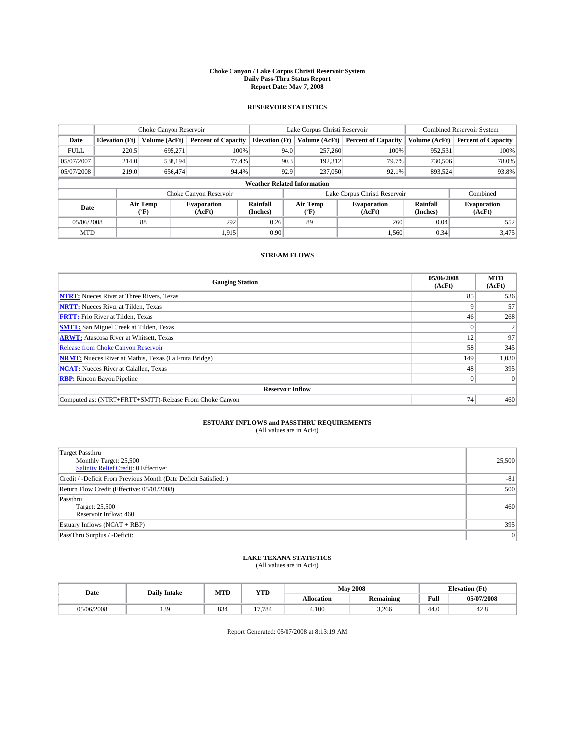# Choke Canyon / Lake Corpus Christi Reservoir System
## Daily Pass-Thru Status Report
### Report Date: May 7, 2008

## RESERVOIR STATISTICS

| | Choke Canyon Reservoir | | | Lake Corpus Christi Reservoir | | | Combined Reservoir System | |
|---|---|---|---|---|---|---|---|---|
| Date | Elevation (Ft) | Volume (AcFt) | Percent of Capacity | Elevation (Ft) | Volume (AcFt) | Percent of Capacity | Volume (AcFt) | Percent of Capacity |
| FULL | 220.5 | 695,271 | 100% | 94.0 | 257,260 | 100% | 952,531 | 100% |
| 05/07/2007 | 214.0 | 538,194 | 77.4% | 90.3 | 192,312 | 79.7% | 730,506 | 78.0% |
| 05/07/2008 | 219.0 | 656,474 | 94.4% | 92.9 | 237,050 | 92.1% | 893,524 | 93.8% |

**Weather Related Information**

| | Choke Canyon Reservoir | | | Lake Corpus Christi Reservoir | | | Combined |
|---|---|---|---|---|---|---|---|
| Date | Air Temp (°F) | Evaporation (AcFt) | Rainfall (Inches) | Air Temp (°F) | Evaporation (AcFt) | Rainfall (Inches) | Evaporation (AcFt) |
| 05/06/2008 | 88 | 292 | 0.26 | 89 | 260 | 0.04 | 552 |
| MTD | | 1,915 | 0.90 | | 1,560 | 0.34 | 3,475 |

## STREAM FLOWS

| Gauging Station | 05/06/2008 (AcFt) | MTD (AcFt) |
|---|---|---|
| NTRT: Nueces River at Three Rivers, Texas | 85 | 536 |
| NRTT: Nueces River at Tilden, Texas | 9 | 57 |
| FRTT: Frio River at Tilden, Texas | 46 | 268 |
| SMTT: San Miguel Creek at Tilden, Texas | 0 | 2 |
| ARWT: Atascosa River at Whitsett, Texas | 12 | 97 |
| Release from Choke Canyon Reservoir | 58 | 345 |
| NRMT: Nueces River at Mathis, Texas (La Fruta Bridge) | 149 | 1,030 |
| NCAT: Nueces River at Calallen, Texas | 48 | 395 |
| RBP: Rincon Bayou Pipeline | 0 | 0 |
| **Reservoir Inflow** | | |
| Computed as: (NTRT+FRTT+SMTT)-Release From Choke Canyon | 74 | 460 |

## ESTUARY INFLOWS and PASSTHRU REQUIREMENTS
(All values are in AcFt)

| | |
|---|---|
| Target Passthru<br>Monthly Target: 25,500<br>Salinity Relief Credit: 0 Effective: | 25,500 |
| Credit / -Deficit From Previous Month (Date Deficit Satisfied: ) | -81 |
| Return Flow Credit (Effective: 05/01/2008) | 500 |
| Passthru<br>Target: 25,500<br>Reservoir Inflow: 460 | 460 |
| Estuary Inflows (NCAT + RBP) | 395 |
| PassThru Surplus / -Deficit: | 0 |

## LAKE TEXANA STATISTICS
(All values are in AcFt)

| Date | Daily Intake | MTD | YTD | May 2008 | | Elevation (Ft) | |
|---|---|---|---|---|---|---|---|
| | | | | Allocation | Remaining | Full | 05/07/2008 |
| 05/06/2008 | 139 | 834 | 17,784 | 4,100 | 3,266 | 44.0 | 42.8 |

Report Generated: 05/07/2008 at 8:13:19 AM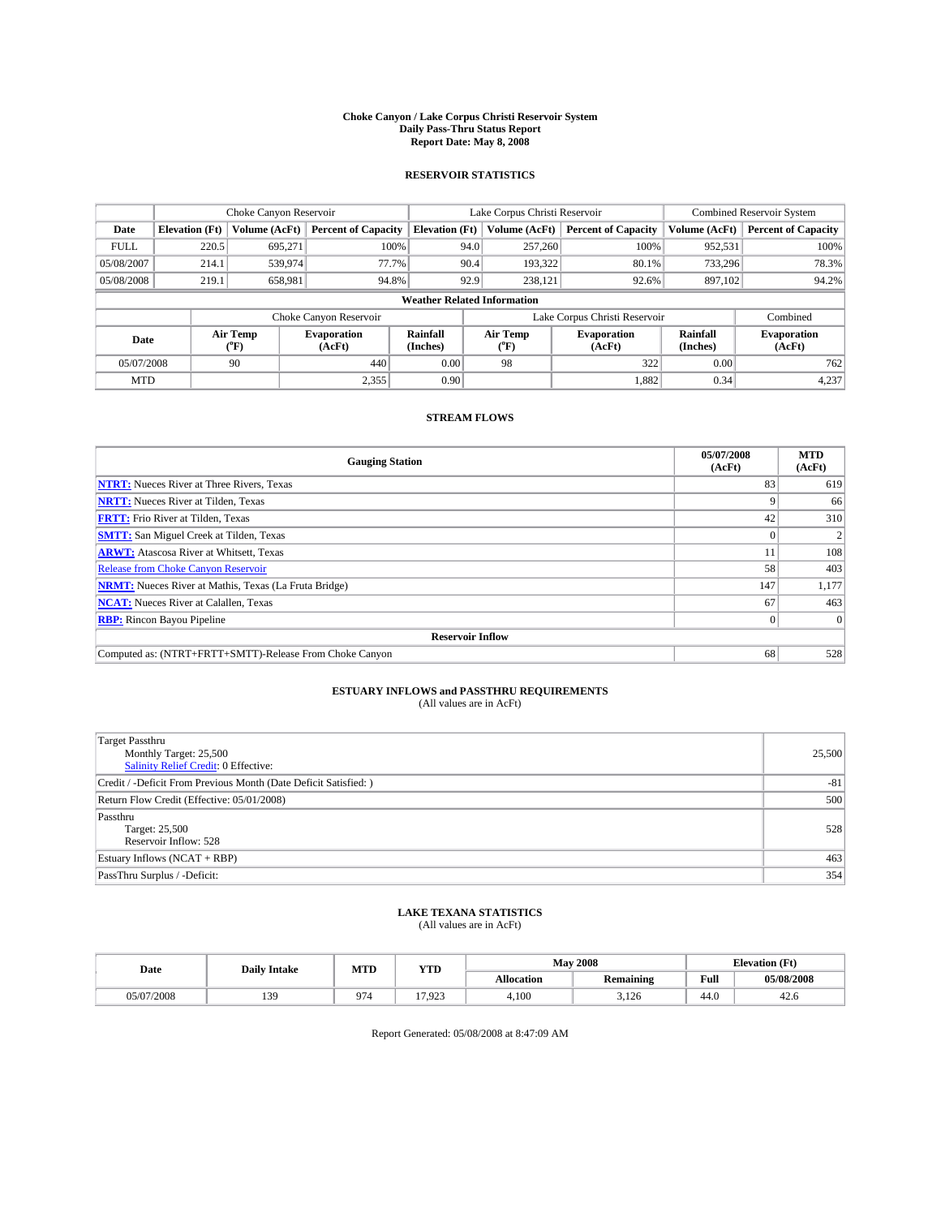**Choke Canyon / Lake Corpus Christi Reservoir System**
**Daily Pass-Thru Status Report**
**Report Date: May 8, 2008**

### RESERVOIR STATISTICS

| | Choke Canyon Reservoir | | | Lake Corpus Christi Reservoir | | | Combined Reservoir System | |
|---|---|---|---|---|---|---|---|---|
| **Date** | **Elevation (Ft)** | **Volume (AcFt)** | **Percent of Capacity** | **Elevation (Ft)** | **Volume (AcFt)** | **Percent of Capacity** | **Volume (AcFt)** | **Percent of Capacity** |
| FULL | 220.5 | 695,271 | 100% | 94.0 | 257,260 | 100% | 952,531 | 100% |
| 05/08/2007 | 214.1 | 539,974 | 77.7% | 90.4 | 193,322 | 80.1% | 733,296 | 78.3% |
| 05/08/2008 | 219.1 | 658,981 | 94.8% | 92.9 | 238,121 | 92.6% | 897,102 | 94.2% |

**Weather Related Information**

| | Choke Canyon Reservoir | | | Lake Corpus Christi Reservoir | | | Combined |
|---|---|---|---|---|---|---|---|
| **Date** | **Air Temp (°F)** | **Evaporation (AcFt)** | **Rainfall (Inches)** | **Air Temp (°F)** | **Evaporation (AcFt)** | **Rainfall (Inches)** | **Evaporation (AcFt)** |
| 05/07/2008 | 90 | 440 | 0.00 | 98 | 322 | 0.00 | 762 |
| MTD | | 2,355 | 0.90 | | 1,882 | 0.34 | 4,237 |

### STREAM FLOWS

| Gauging Station | 05/07/2008 (AcFt) | MTD (AcFt) |
|---|---|---|
| NTRT: Nueces River at Three Rivers, Texas | 83 | 619 |
| NRTT: Nueces River at Tilden, Texas | 9 | 66 |
| FRTT: Frio River at Tilden, Texas | 42 | 310 |
| SMTT: San Miguel Creek at Tilden, Texas | 0 | 2 |
| ARWT: Atascosa River at Whitsett, Texas | 11 | 108 |
| Release from Choke Canyon Reservoir | 58 | 403 |
| NRMT: Nueces River at Mathis, Texas (La Fruta Bridge) | 147 | 1,177 |
| NCAT: Nueces River at Calallen, Texas | 67 | 463 |
| RBP: Rincon Bayou Pipeline | 0 | 0 |
| **Reservoir Inflow** | | |
| Computed as: (NTRT+FRTT+SMTT)-Release From Choke Canyon | 68 | 528 |

### ESTUARY INFLOWS and PASSTHRU REQUIREMENTS
(All values are in AcFt)

| | |
|---|---|
| Target Passthru<br>Monthly Target: 25,500<br>Salinity Relief Credit: 0 Effective: | 25,500 |
| Credit / -Deficit From Previous Month (Date Deficit Satisfied: ) | -81 |
| Return Flow Credit (Effective: 05/01/2008) | 500 |
| Passthru<br>Target: 25,500<br>Reservoir Inflow: 528 | 528 |
| Estuary Inflows (NCAT + RBP) | 463 |
| PassThru Surplus / -Deficit: | 354 |

### LAKE TEXANA STATISTICS
(All values are in AcFt)

| Date | Daily Intake | MTD | YTD | May 2008 | | Elevation (Ft) | |
|---|---|---|---|---|---|---|---|
| | | | | **Allocation** | **Remaining** | **Full** | **05/08/2008** |
| 05/07/2008 | 139 | 974 | 17,923 | 4,100 | 3,126 | 44.0 | 42.6 |

Report Generated: 05/08/2008 at 8:47:09 AM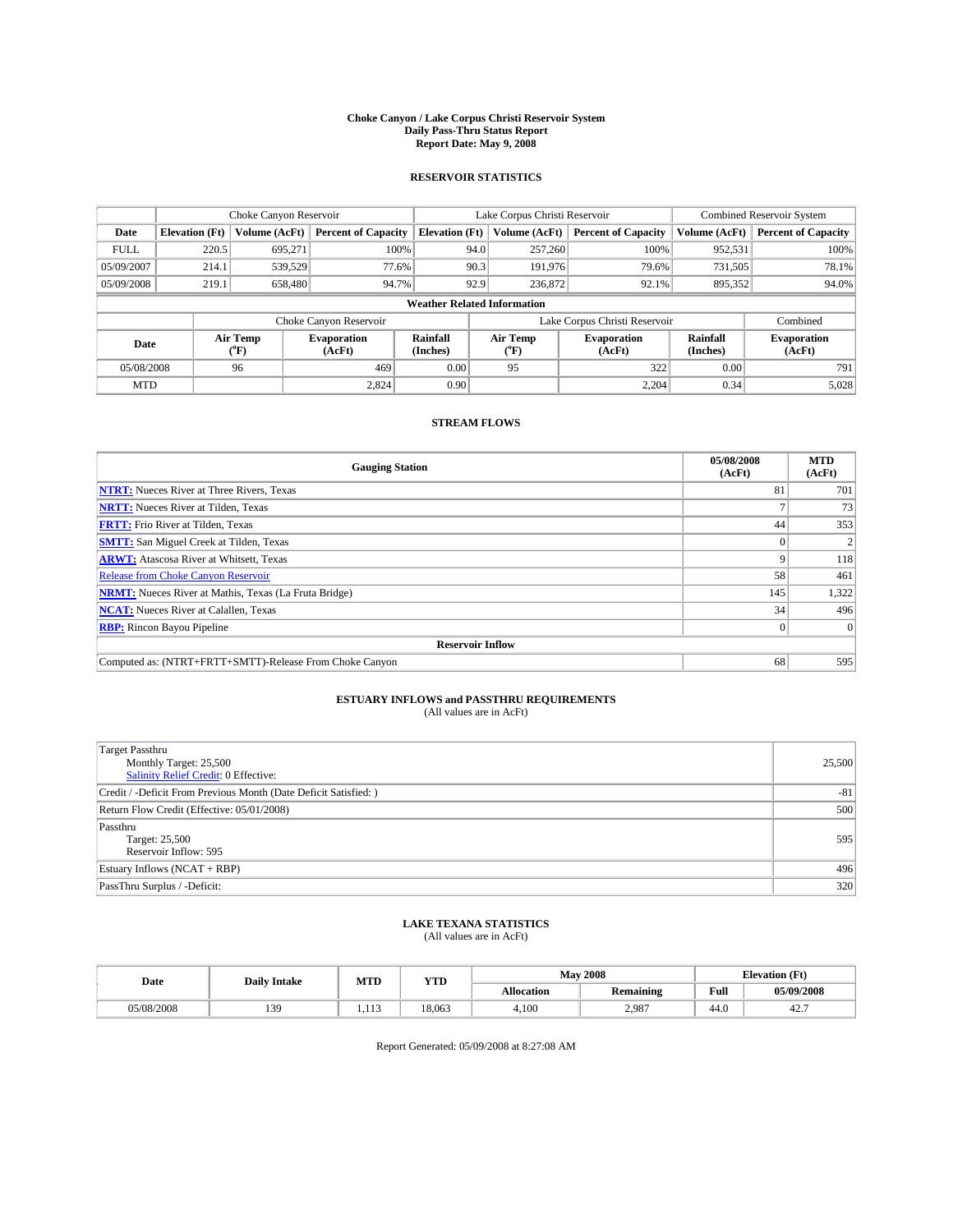# Choke Canyon / Lake Corpus Christi Reservoir System
## Daily Pass-Thru Status Report
## Report Date: May 9, 2008

### RESERVOIR STATISTICS

| | Choke Canyon Reservoir | | | Lake Corpus Christi Reservoir | | | Combined Reservoir System | |
|---|---|---|---|---|---|---|---|---|
| Date | Elevation (Ft) | Volume (AcFt) | Percent of Capacity | Elevation (Ft) | Volume (AcFt) | Percent of Capacity | Volume (AcFt) | Percent of Capacity |
| FULL | 220.5 | 695,271 | 100% | 94.0 | 257,260 | 100% | 952,531 | 100% |
| 05/09/2007 | 214.1 | 539,529 | 77.6% | 90.3 | 191,976 | 79.6% | 731,505 | 78.1% |
| 05/09/2008 | 219.1 | 658,480 | 94.7% | 92.9 | 236,872 | 92.1% | 895,352 | 94.0% |

**Weather Related Information**

| | Choke Canyon Reservoir | | | Lake Corpus Christi Reservoir | | | Combined |
|---|---|---|---|---|---|---|---|
| Date | Air Temp (°F) | Evaporation (AcFt) | Rainfall (Inches) | Air Temp (°F) | Evaporation (AcFt) | Rainfall (Inches) | Evaporation (AcFt) |
| 05/08/2008 | 96 | 469 | 0.00 | 95 | 322 | 0.00 | 791 |
| MTD | | 2,824 | 0.90 | | 2,204 | 0.34 | 5,028 |

### STREAM FLOWS

| Gauging Station | 05/08/2008 (AcFt) | MTD (AcFt) |
|---|---|---|
| NTRT: Nueces River at Three Rivers, Texas | 81 | 701 |
| NRTT: Nueces River at Tilden, Texas | 7 | 73 |
| FRTT: Frio River at Tilden, Texas | 44 | 353 |
| SMTT: San Miguel Creek at Tilden, Texas | 0 | 2 |
| ARWT: Atascosa River at Whitsett, Texas | 9 | 118 |
| Release from Choke Canyon Reservoir | 58 | 461 |
| NRMT: Nueces River at Mathis, Texas (La Fruta Bridge) | 145 | 1,322 |
| NCAT: Nueces River at Calallen, Texas | 34 | 496 |
| RBP: Rincon Bayou Pipeline | 0 | 0 |
| **Reservoir Inflow** | | |
| Computed as: (NTRT+FRTT+SMTT)-Release From Choke Canyon | 68 | 595 |

### ESTUARY INFLOWS and PASSTHRU REQUIREMENTS
(All values are in AcFt)

| Item | Value |
|---|---|
| Target Passthru<br>Monthly Target: 25,500<br>Salinity Relief Credit: 0 Effective: | 25,500 |
| Credit / -Deficit From Previous Month (Date Deficit Satisfied: ) | -81 |
| Return Flow Credit (Effective: 05/01/2008) | 500 |
| Passthru<br>Target: 25,500<br>Reservoir Inflow: 595 | 595 |
| Estuary Inflows (NCAT + RBP) | 496 |
| PassThru Surplus / -Deficit: | 320 |

### LAKE TEXANA STATISTICS
(All values are in AcFt)

| Date | Daily Intake | MTD | YTD | May 2008 | | Elevation (Ft) | |
|---|---|---|---|---|---|---|---|
| | | | | Allocation | Remaining | Full | 05/09/2008 |
| 05/08/2008 | 139 | 1,113 | 18,063 | 4,100 | 2,987 | 44.0 | 42.7 |

Report Generated: 05/09/2008 at 8:27:08 AM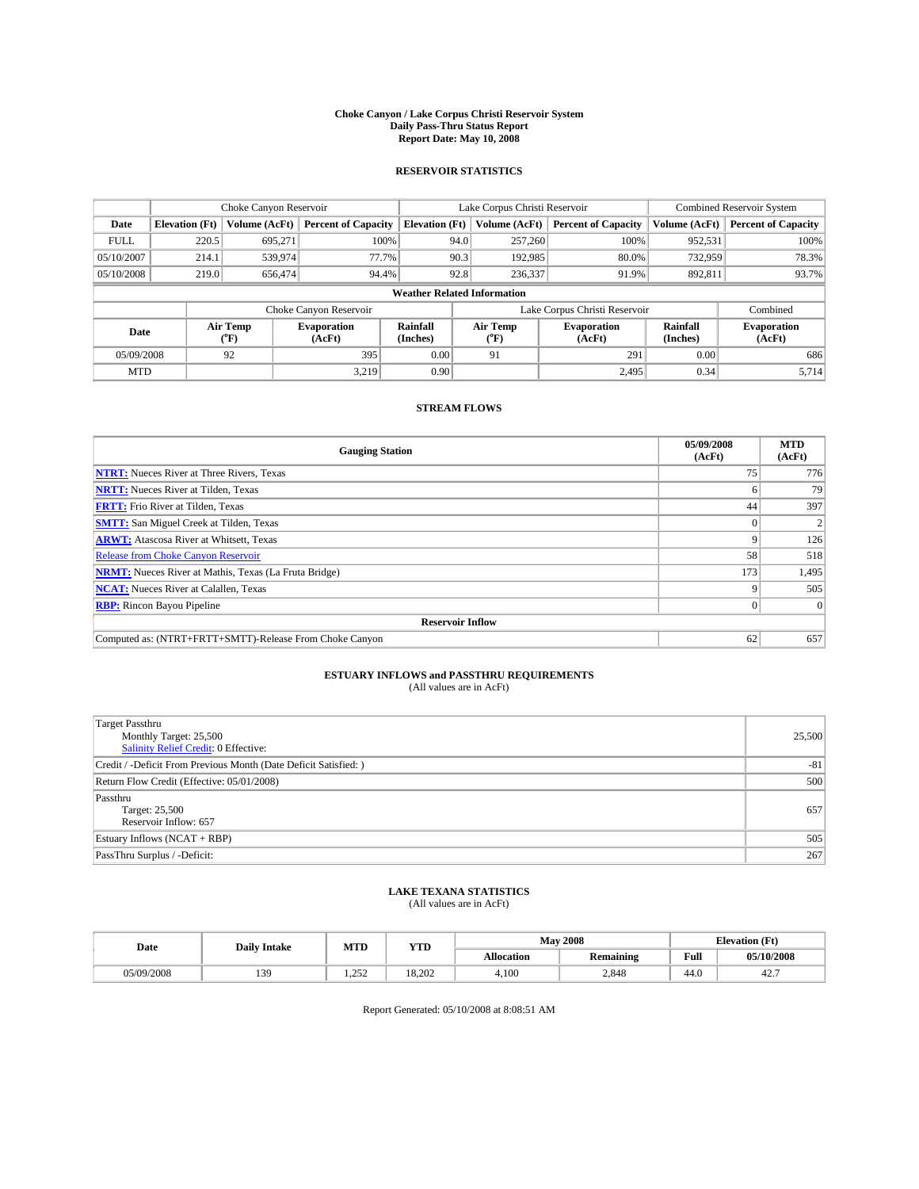# Choke Canyon / Lake Corpus Christi Reservoir System
## Daily Pass-Thru Status Report
### Report Date: May 10, 2008

## RESERVOIR STATISTICS

| | Choke Canyon Reservoir | | | Lake Corpus Christi Reservoir | | | Combined Reservoir System | |
|---|---|---|---|---|---|---|---|---|
| **Date** | **Elevation (Ft)** | **Volume (AcFt)** | **Percent of Capacity** | **Elevation (Ft)** | **Volume (AcFt)** | **Percent of Capacity** | **Volume (AcFt)** | **Percent of Capacity** |
| FULL | 220.5 | 695,271 | 100% | 94.0 | 257,260 | 100% | 952,531 | 100% |
| 05/10/2007 | 214.1 | 539,974 | 77.7% | 90.3 | 192,985 | 80.0% | 732,959 | 78.3% |
| 05/10/2008 | 219.0 | 656,474 | 94.4% | 92.8 | 236,337 | 91.9% | 892,811 | 93.7% |

**Weather Related Information**

| | Choke Canyon Reservoir | | | Lake Corpus Christi Reservoir | | | Combined |
|---|---|---|---|---|---|---|---|
| **Date** | **Air Temp (°F)** | **Evaporation (AcFt)** | **Rainfall (Inches)** | **Air Temp (°F)** | **Evaporation (AcFt)** | **Rainfall (Inches)** | **Evaporation (AcFt)** |
| 05/09/2008 | 92 | 395 | 0.00 | 91 | 291 | 0.00 | 686 |
| MTD | | 3,219 | 0.90 | | 2,495 | 0.34 | 5,714 |

## STREAM FLOWS

| Gauging Station | 05/09/2008 (AcFt) | MTD (AcFt) |
|---|---|---|
| NTRT: Nueces River at Three Rivers, Texas | 75 | 776 |
| NRTT: Nueces River at Tilden, Texas | 6 | 79 |
| FRTT: Frio River at Tilden, Texas | 44 | 397 |
| SMTT: San Miguel Creek at Tilden, Texas | 0 | 2 |
| ARWT: Atascosa River at Whitsett, Texas | 9 | 126 |
| Release from Choke Canyon Reservoir | 58 | 518 |
| NRMT: Nueces River at Mathis, Texas (La Fruta Bridge) | 173 | 1,495 |
| NCAT: Nueces River at Calallen, Texas | 9 | 505 |
| RBP: Rincon Bayou Pipeline | 0 | 0 |
| **Reservoir Inflow** | | |
| Computed as: (NTRT+FRTT+SMTT)-Release From Choke Canyon | 62 | 657 |

## ESTUARY INFLOWS and PASSTHRU REQUIREMENTS
(All values are in AcFt)

| | |
|---|---|
| Target Passthru<br>Monthly Target: 25,500<br>Salinity Relief Credit: 0 Effective: | 25,500 |
| Credit / -Deficit From Previous Month (Date Deficit Satisfied: ) | -81 |
| Return Flow Credit (Effective: 05/01/2008) | 500 |
| Passthru<br>Target: 25,500<br>Reservoir Inflow: 657 | 657 |
| Estuary Inflows (NCAT + RBP) | 505 |
| PassThru Surplus / -Deficit: | 267 |

## LAKE TEXANA STATISTICS
(All values are in AcFt)

| Date | Daily Intake | MTD | YTD | May 2008 | | Elevation (Ft) | |
|---|---|---|---|---|---|---|---|
| | | | | **Allocation** | **Remaining** | **Full** | **05/10/2008** |
| 05/09/2008 | 139 | 1,252 | 18,202 | 4,100 | 2,848 | 44.0 | 42.7 |

Report Generated: 05/10/2008 at 8:08:51 AM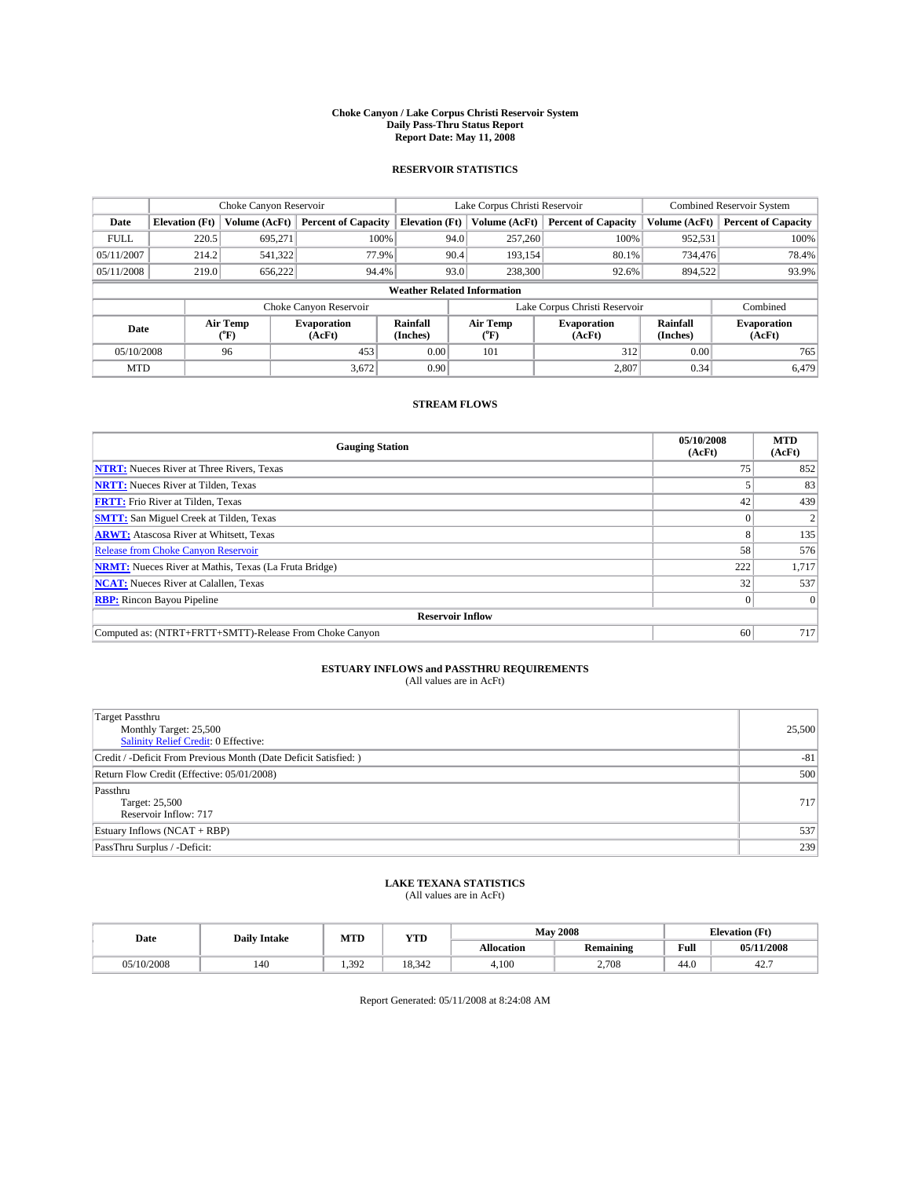# Choke Canyon / Lake Corpus Christi Reservoir System
## Daily Pass-Thru Status Report
### Report Date: May 11, 2008

## RESERVOIR STATISTICS

| | Choke Canyon Reservoir | | | Lake Corpus Christi Reservoir | | | Combined Reservoir System | |
|---|---|---|---|---|---|---|---|---|
| Date | Elevation (Ft) | Volume (AcFt) | Percent of Capacity | Elevation (Ft) | Volume (AcFt) | Percent of Capacity | Volume (AcFt) | Percent of Capacity |
| FULL | 220.5 | 695,271 | 100% | 94.0 | 257,260 | 100% | 952,531 | 100% |
| 05/11/2007 | 214.2 | 541,322 | 77.9% | 90.4 | 193,154 | 80.1% | 734,476 | 78.4% |
| 05/11/2008 | 219.0 | 656,222 | 94.4% | 93.0 | 238,300 | 92.6% | 894,522 | 93.9% |

**Weather Related Information**

| | Choke Canyon Reservoir | | | Lake Corpus Christi Reservoir | | | Combined |
|---|---|---|---|---|---|---|---|
| Date | Air Temp (°F) | Evaporation (AcFt) | Rainfall (Inches) | Air Temp (°F) | Evaporation (AcFt) | Rainfall (Inches) | Evaporation (AcFt) |
| 05/10/2008 | 96 | 453 | 0.00 | 101 | 312 | 0.00 | 765 |
| MTD | | 3,672 | 0.90 | | 2,807 | 0.34 | 6,479 |

## STREAM FLOWS

| Gauging Station | 05/10/2008 (AcFt) | MTD (AcFt) |
|---|---|---|
| NTRT: Nueces River at Three Rivers, Texas | 75 | 852 |
| NRTT: Nueces River at Tilden, Texas | 5 | 83 |
| FRTT: Frio River at Tilden, Texas | 42 | 439 |
| SMTT: San Miguel Creek at Tilden, Texas | 0 | 2 |
| ARWT: Atascosa River at Whitsett, Texas | 8 | 135 |
| Release from Choke Canyon Reservoir | 58 | 576 |
| NRMT: Nueces River at Mathis, Texas (La Fruta Bridge) | 222 | 1,717 |
| NCAT: Nueces River at Calallen, Texas | 32 | 537 |
| RBP: Rincon Bayou Pipeline | 0 | 0 |
| **Reservoir Inflow** | | |
| Computed as: (NTRT+FRTT+SMTT)-Release From Choke Canyon | 60 | 717 |

## ESTUARY INFLOWS and PASSTHRU REQUIREMENTS
(All values are in AcFt)

| | |
|---|---|
| Target Passthru<br>Monthly Target: 25,500<br>Salinity Relief Credit: 0 Effective: | 25,500 |
| Credit / -Deficit From Previous Month (Date Deficit Satisfied: ) | -81 |
| Return Flow Credit (Effective: 05/01/2008) | 500 |
| Passthru<br>Target: 25,500<br>Reservoir Inflow: 717 | 717 |
| Estuary Inflows (NCAT + RBP) | 537 |
| PassThru Surplus / -Deficit: | 239 |

## LAKE TEXANA STATISTICS
(All values are in AcFt)

| Date | Daily Intake | MTD | YTD | May 2008 | | Elevation (Ft) | |
|---|---|---|---|---|---|---|---|
| | | | | Allocation | Remaining | Full | 05/11/2008 |
| 05/10/2008 | 140 | 1,392 | 18,342 | 4,100 | 2,708 | 44.0 | 42.7 |

Report Generated: 05/11/2008 at 8:24:08 AM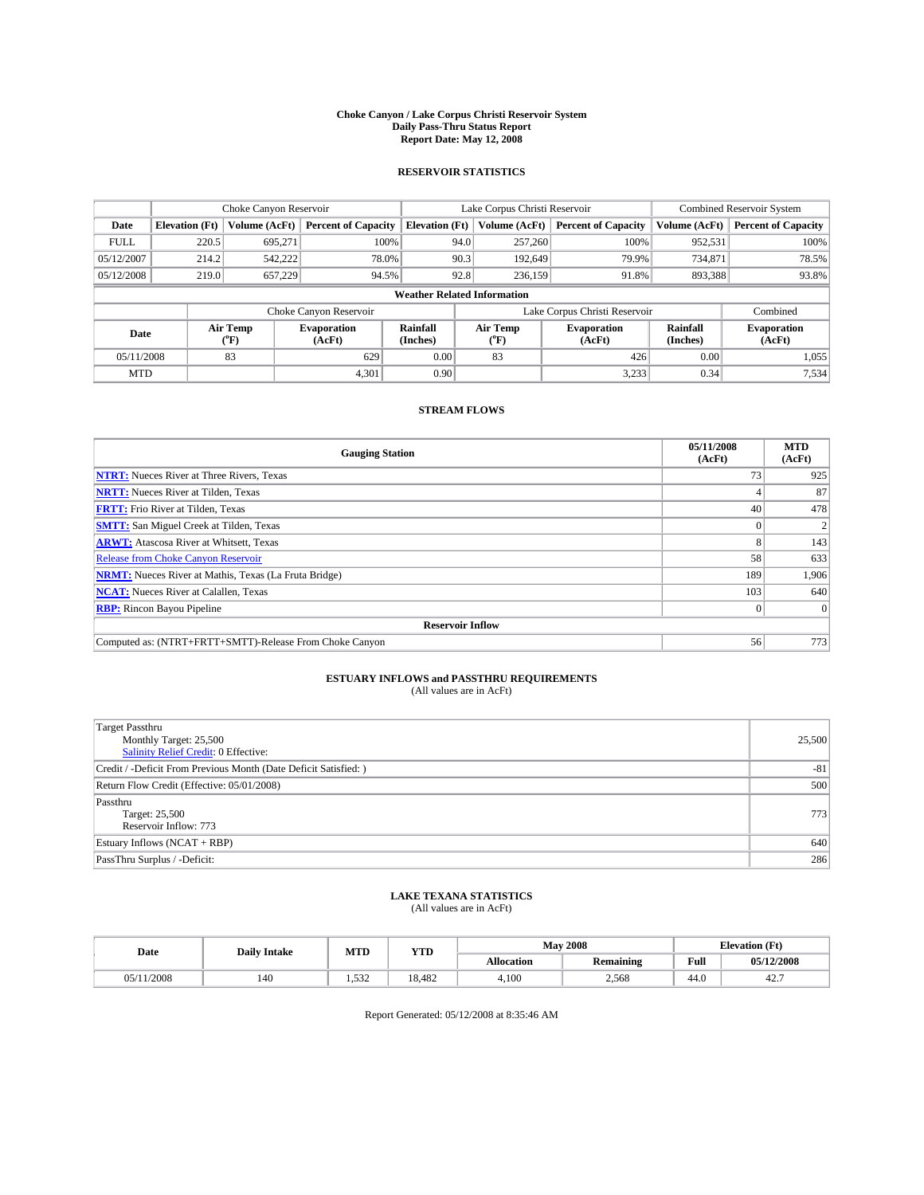# Choke Canyon / Lake Corpus Christi Reservoir System
## Daily Pass-Thru Status Report
## Report Date: May 12, 2008

### RESERVOIR STATISTICS

| | Choke Canyon Reservoir | | | Lake Corpus Christi Reservoir | | | Combined Reservoir System | |
|---|---|---|---|---|---|---|---|---|
| Date | Elevation (Ft) | Volume (AcFt) | Percent of Capacity | Elevation (Ft) | Volume (AcFt) | Percent of Capacity | Volume (AcFt) | Percent of Capacity |
| FULL | 220.5 | 695,271 | 100% | 94.0 | 257,260 | 100% | 952,531 | 100% |
| 05/12/2007 | 214.2 | 542,222 | 78.0% | 90.3 | 192,649 | 79.9% | 734,871 | 78.5% |
| 05/12/2008 | 219.0 | 657,229 | 94.5% | 92.8 | 236,159 | 91.8% | 893,388 | 93.8% |

**Weather Related Information**

| | Choke Canyon Reservoir | | | Lake Corpus Christi Reservoir | | | Combined |
|---|---|---|---|---|---|---|---|
| Date | Air Temp (°F) | Evaporation (AcFt) | Rainfall (Inches) | Air Temp (°F) | Evaporation (AcFt) | Rainfall (Inches) | Evaporation (AcFt) |
| 05/11/2008 | 83 | 629 | 0.00 | 83 | 426 | 0.00 | 1,055 |
| MTD | | 4,301 | 0.90 | | 3,233 | 0.34 | 7,534 |

### STREAM FLOWS

| Gauging Station | 05/11/2008 (AcFt) | MTD (AcFt) |
|---|---|---|
| **NTRT:** Nueces River at Three Rivers, Texas | 73 | 925 |
| **NRTT:** Nueces River at Tilden, Texas | 4 | 87 |
| **FRTT:** Frio River at Tilden, Texas | 40 | 478 |
| **SMTT:** San Miguel Creek at Tilden, Texas | 0 | 2 |
| **ARWT:** Atascosa River at Whitsett, Texas | 8 | 143 |
| Release from Choke Canyon Reservoir | 58 | 633 |
| **NRMT:** Nueces River at Mathis, Texas (La Fruta Bridge) | 189 | 1,906 |
| **NCAT:** Nueces River at Calallen, Texas | 103 | 640 |
| **RBP:** Rincon Bayou Pipeline | 0 | 0 |
| **Reservoir Inflow** | | |
| Computed as: (NTRT+FRTT+SMTT)-Release From Choke Canyon | 56 | 773 |

### ESTUARY INFLOWS and PASSTHRU REQUIREMENTS
(All values are in AcFt)

| | |
|---|---|
| Target Passthru<br>Monthly Target: 25,500<br>Salinity Relief Credit: 0 Effective: | 25,500 |
| Credit / -Deficit From Previous Month (Date Deficit Satisfied: ) | -81 |
| Return Flow Credit (Effective: 05/01/2008) | 500 |
| Passthru<br>Target: 25,500<br>Reservoir Inflow: 773 | 773 |
| Estuary Inflows (NCAT + RBP) | 640 |
| PassThru Surplus / -Deficit: | 286 |

### LAKE TEXANA STATISTICS
(All values are in AcFt)

| Date | Daily Intake | MTD | YTD | May 2008 | | Elevation (Ft) | |
|---|---|---|---|---|---|---|---|
| | | | | Allocation | Remaining | Full | 05/12/2008 |
| 05/11/2008 | 140 | 1,532 | 18,482 | 4,100 | 2,568 | 44.0 | 42.7 |

Report Generated: 05/12/2008 at 8:35:46 AM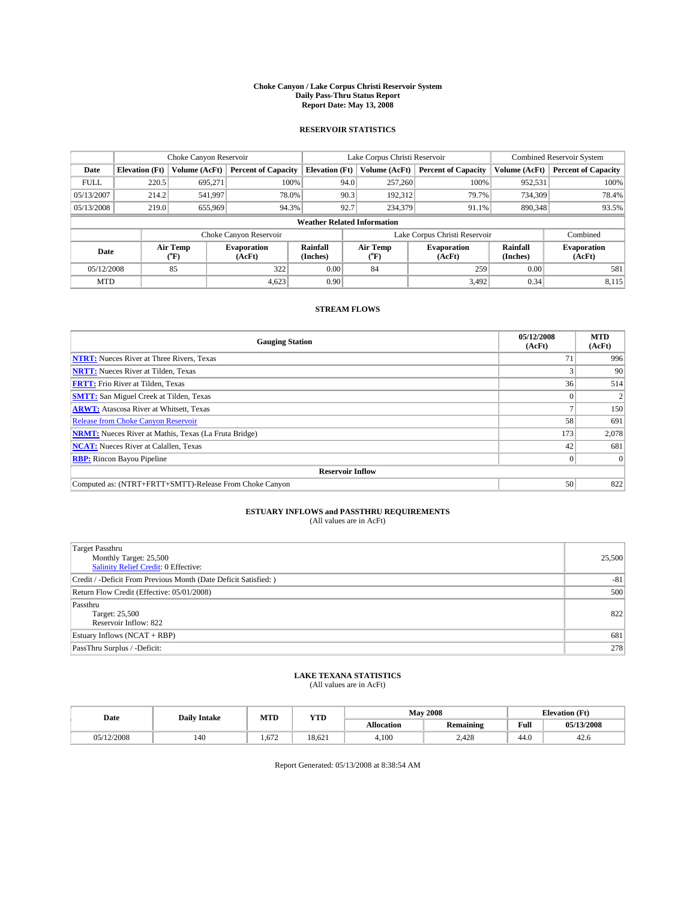# Choke Canyon / Lake Corpus Christi Reservoir System
## Daily Pass-Thru Status Report
### Report Date: May 13, 2008

## RESERVOIR STATISTICS

| | Choke Canyon Reservoir | | | Lake Corpus Christi Reservoir | | | Combined Reservoir System | |
|---|---|---|---|---|---|---|---|---|
| Date | Elevation (Ft) | Volume (AcFt) | Percent of Capacity | Elevation (Ft) | Volume (AcFt) | Percent of Capacity | Volume (AcFt) | Percent of Capacity |
| FULL | 220.5 | 695,271 | 100% | 94.0 | 257,260 | 100% | 952,531 | 100% |
| 05/13/2007 | 214.2 | 541,997 | 78.0% | 90.3 | 192,312 | 79.7% | 734,309 | 78.4% |
| 05/13/2008 | 219.0 | 655,969 | 94.3% | 92.7 | 234,379 | 91.1% | 890,348 | 93.5% |

**Weather Related Information**

| | Choke Canyon Reservoir | | | Lake Corpus Christi Reservoir | | | Combined |
|---|---|---|---|---|---|---|---|
| Date | Air Temp (°F) | Evaporation (AcFt) | Rainfall (Inches) | Air Temp (°F) | Evaporation (AcFt) | Rainfall (Inches) | Evaporation (AcFt) |
| 05/12/2008 | 85 | 322 | 0.00 | 84 | 259 | 0.00 | 581 |
| MTD | | 4,623 | 0.90 | | 3,492 | 0.34 | 8,115 |

## STREAM FLOWS

| Gauging Station | 05/12/2008 (AcFt) | MTD (AcFt) |
|---|---|---|
| **NTRT:** Nueces River at Three Rivers, Texas | 71 | 996 |
| **NRTT:** Nueces River at Tilden, Texas | 3 | 90 |
| **FRTT:** Frio River at Tilden, Texas | 36 | 514 |
| **SMTT:** San Miguel Creek at Tilden, Texas | 0 | 2 |
| **ARWT:** Atascosa River at Whitsett, Texas | 7 | 150 |
| Release from Choke Canyon Reservoir | 58 | 691 |
| **NRMT:** Nueces River at Mathis, Texas (La Fruta Bridge) | 173 | 2,078 |
| **NCAT:** Nueces River at Calallen, Texas | 42 | 681 |
| **RBP:** Rincon Bayou Pipeline | 0 | 0 |
| **Reservoir Inflow** | | |
| Computed as: (NTRT+FRTT+SMTT)-Release From Choke Canyon | 50 | 822 |

## ESTUARY INFLOWS and PASSTHRU REQUIREMENTS
(All values are in AcFt)

| | |
|---|---|
| Target Passthru<br>Monthly Target: 25,500<br>Salinity Relief Credit: 0 Effective: | 25,500 |
| Credit / -Deficit From Previous Month (Date Deficit Satisfied: ) | -81 |
| Return Flow Credit (Effective: 05/01/2008) | 500 |
| Passthru<br>Target: 25,500<br>Reservoir Inflow: 822 | 822 |
| Estuary Inflows (NCAT + RBP) | 681 |
| PassThru Surplus / -Deficit: | 278 |

## LAKE TEXANA STATISTICS
(All values are in AcFt)

| Date | Daily Intake | MTD | YTD | May 2008 | | Elevation (Ft) | |
|---|---|---|---|---|---|---|---|
| | | | | Allocation | Remaining | Full | 05/13/2008 |
| 05/12/2008 | 140 | 1,672 | 18,621 | 4,100 | 2,428 | 44.0 | 42.6 |

Report Generated: 05/13/2008 at 8:38:54 AM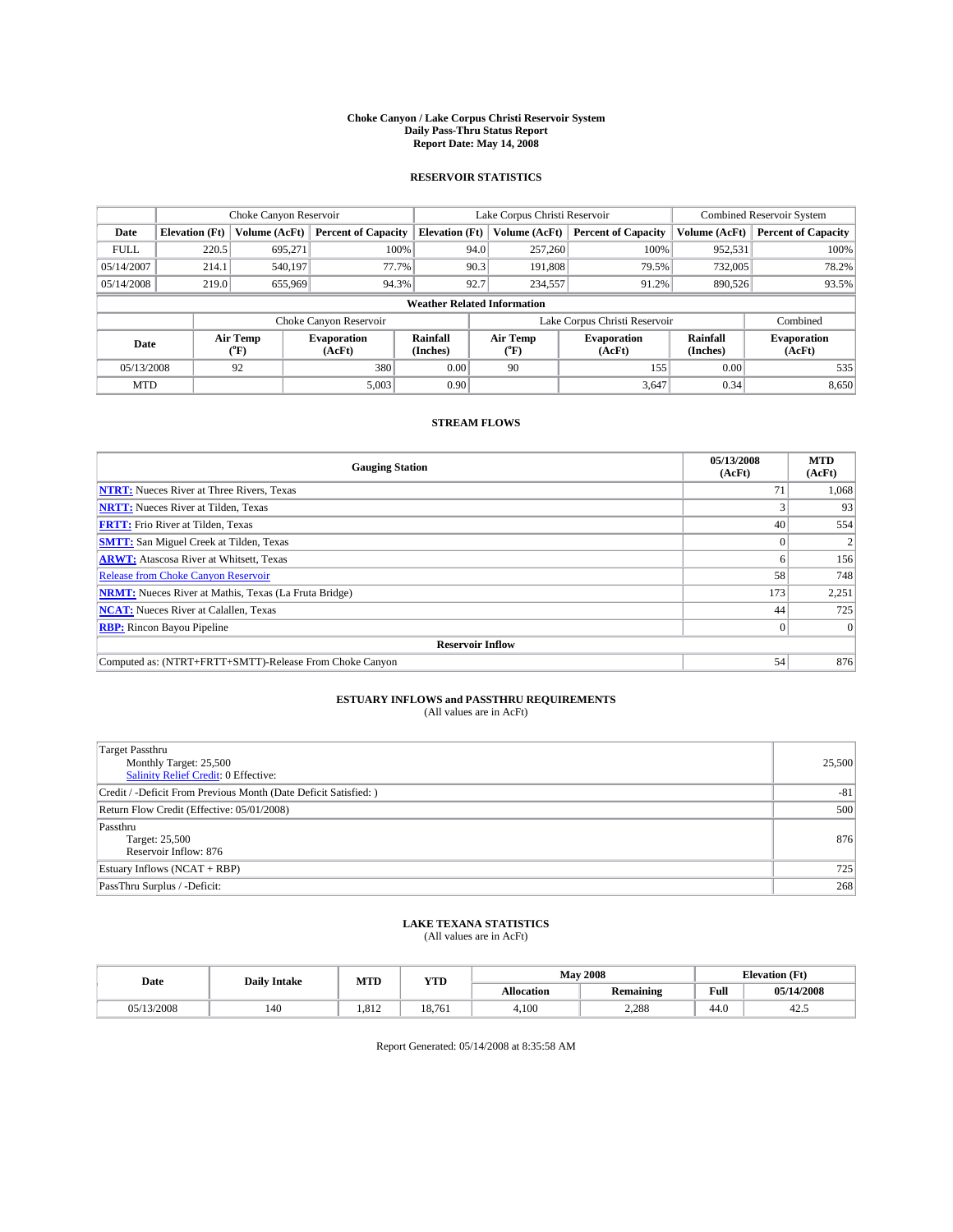# Choke Canyon / Lake Corpus Christi Reservoir System
## Daily Pass-Thru Status Report
## Report Date: May 14, 2008

### RESERVOIR STATISTICS

| | Choke Canyon Reservoir | | | Lake Corpus Christi Reservoir | | | Combined Reservoir System | |
|---|---|---|---|---|---|---|---|---|
| Date | Elevation (Ft) | Volume (AcFt) | Percent of Capacity | Elevation (Ft) | Volume (AcFt) | Percent of Capacity | Volume (AcFt) | Percent of Capacity |
| FULL | 220.5 | 695,271 | 100% | 94.0 | 257,260 | 100% | 952,531 | 100% |
| 05/14/2007 | 214.1 | 540,197 | 77.7% | 90.3 | 191,808 | 79.5% | 732,005 | 78.2% |
| 05/14/2008 | 219.0 | 655,969 | 94.3% | 92.7 | 234,557 | 91.2% | 890,526 | 93.5% |

**Weather Related Information**

| | Choke Canyon Reservoir | | | Lake Corpus Christi Reservoir | | | Combined |
|---|---|---|---|---|---|---|---|
| Date | Air Temp (°F) | Evaporation (AcFt) | Rainfall (Inches) | Air Temp (°F) | Evaporation (AcFt) | Rainfall (Inches) | Evaporation (AcFt) |
| 05/13/2008 | 92 | 380 | 0.00 | 90 | 155 | 0.00 | 535 |
| MTD | | 5,003 | 0.90 | | 3,647 | 0.34 | 8,650 |

### STREAM FLOWS

| Gauging Station | 05/13/2008 (AcFt) | MTD (AcFt) |
|---|---|---|
| NTRT: Nueces River at Three Rivers, Texas | 71 | 1,068 |
| NRTT: Nueces River at Tilden, Texas | 3 | 93 |
| FRTT: Frio River at Tilden, Texas | 40 | 554 |
| SMTT: San Miguel Creek at Tilden, Texas | 0 | 2 |
| ARWT: Atascosa River at Whitsett, Texas | 6 | 156 |
| Release from Choke Canyon Reservoir | 58 | 748 |
| NRMT: Nueces River at Mathis, Texas (La Fruta Bridge) | 173 | 2,251 |
| NCAT: Nueces River at Calallen, Texas | 44 | 725 |
| RBP: Rincon Bayou Pipeline | 0 | 0 |
| **Reservoir Inflow** | | |
| Computed as: (NTRT+FRTT+SMTT)-Release From Choke Canyon | 54 | 876 |

### ESTUARY INFLOWS and PASSTHRU REQUIREMENTS
(All values are in AcFt)

| | |
|---|---|
| Target Passthru<br>Monthly Target: 25,500<br>Salinity Relief Credit: 0 Effective: | 25,500 |
| Credit / -Deficit From Previous Month (Date Deficit Satisfied: ) | -81 |
| Return Flow Credit (Effective: 05/01/2008) | 500 |
| Passthru<br>Target: 25,500<br>Reservoir Inflow: 876 | 876 |
| Estuary Inflows (NCAT + RBP) | 725 |
| PassThru Surplus / -Deficit: | 268 |

### LAKE TEXANA STATISTICS
(All values are in AcFt)

| Date | Daily Intake | MTD | YTD | May 2008 | | Elevation (Ft) | |
|---|---|---|---|---|---|---|---|
| | | | | Allocation | Remaining | Full | 05/14/2008 |
| 05/13/2008 | 140 | 1,812 | 18,761 | 4,100 | 2,288 | 44.0 | 42.5 |

Report Generated: 05/14/2008 at 8:35:58 AM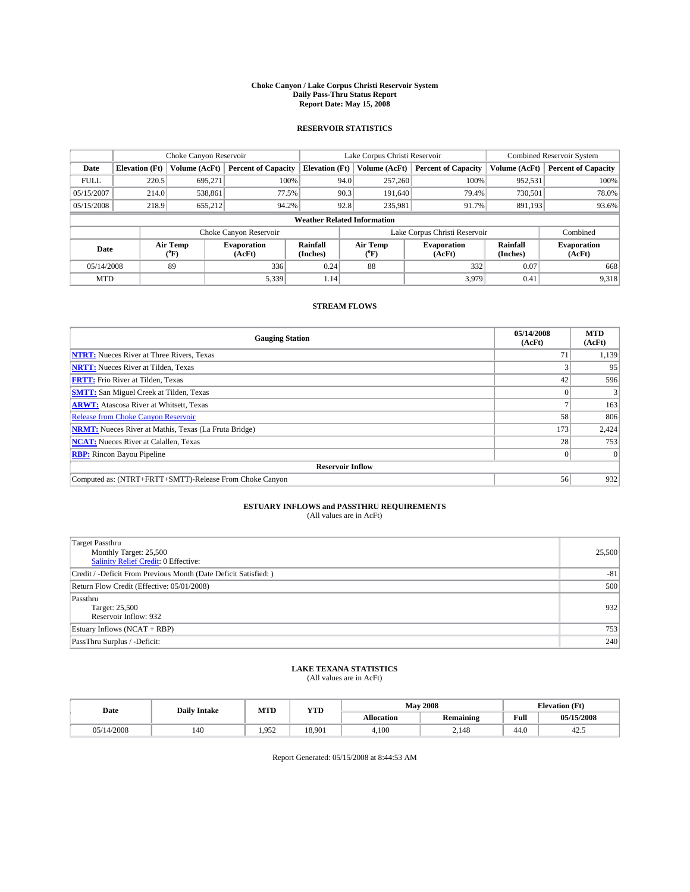# Choke Canyon / Lake Corpus Christi Reservoir System
## Daily Pass-Thru Status Report
## Report Date: May 15, 2008

### RESERVOIR STATISTICS

| | Choke Canyon Reservoir | | | Lake Corpus Christi Reservoir | | | Combined Reservoir System | |
|---|---|---|---|---|---|---|---|---|
| Date | Elevation (Ft) | Volume (AcFt) | Percent of Capacity | Elevation (Ft) | Volume (AcFt) | Percent of Capacity | Volume (AcFt) | Percent of Capacity |
| FULL | 220.5 | 695,271 | 100% | 94.0 | 257,260 | 100% | 952,531 | 100% |
| 05/15/2007 | 214.0 | 538,861 | 77.5% | 90.3 | 191,640 | 79.4% | 730,501 | 78.0% |
| 05/15/2008 | 218.9 | 655,212 | 94.2% | 92.8 | 235,981 | 91.7% | 891,193 | 93.6% |

**Weather Related Information**

| | Choke Canyon Reservoir | | | Lake Corpus Christi Reservoir | | | Combined |
|---|---|---|---|---|---|---|---|
| Date | Air Temp (°F) | Evaporation (AcFt) | Rainfall (Inches) | Air Temp (°F) | Evaporation (AcFt) | Rainfall (Inches) | Evaporation (AcFt) |
| 05/14/2008 | 89 | 336 | 0.24 | 88 | 332 | 0.07 | 668 |
| MTD | | 5,339 | 1.14 | | 3,979 | 0.41 | 9,318 |

### STREAM FLOWS

| Gauging Station | 05/14/2008 (AcFt) | MTD (AcFt) |
|---|---|---|
| NTRT: Nueces River at Three Rivers, Texas | 71 | 1,139 |
| NRTT: Nueces River at Tilden, Texas | 3 | 95 |
| FRTT: Frio River at Tilden, Texas | 42 | 596 |
| SMTT: San Miguel Creek at Tilden, Texas | 0 | 3 |
| ARWT: Atascosa River at Whitsett, Texas | 7 | 163 |
| Release from Choke Canyon Reservoir | 58 | 806 |
| NRMT: Nueces River at Mathis, Texas (La Fruta Bridge) | 173 | 2,424 |
| NCAT: Nueces River at Calallen, Texas | 28 | 753 |
| RBP: Rincon Bayou Pipeline | 0 | 0 |
| **Reservoir Inflow** | | |
| Computed as: (NTRT+FRTT+SMTT)-Release From Choke Canyon | 56 | 932 |

### ESTUARY INFLOWS and PASSTHRU REQUIREMENTS
(All values are in AcFt)

| | |
|---|---|
| Target Passthru<br>Monthly Target: 25,500<br>Salinity Relief Credit: 0 Effective: | 25,500 |
| Credit / -Deficit From Previous Month (Date Deficit Satisfied: ) | -81 |
| Return Flow Credit (Effective: 05/01/2008) | 500 |
| Passthru<br>Target: 25,500<br>Reservoir Inflow: 932 | 932 |
| Estuary Inflows (NCAT + RBP) | 753 |
| PassThru Surplus / -Deficit: | 240 |

### LAKE TEXANA STATISTICS
(All values are in AcFt)

| Date | Daily Intake | MTD | YTD | May 2008 | | Elevation (Ft) | |
|---|---|---|---|---|---|---|---|
| | | | | Allocation | Remaining | Full | 05/15/2008 |
| 05/14/2008 | 140 | 1,952 | 18,901 | 4,100 | 2,148 | 44.0 | 42.5 |

Report Generated: 05/15/2008 at 8:44:53 AM